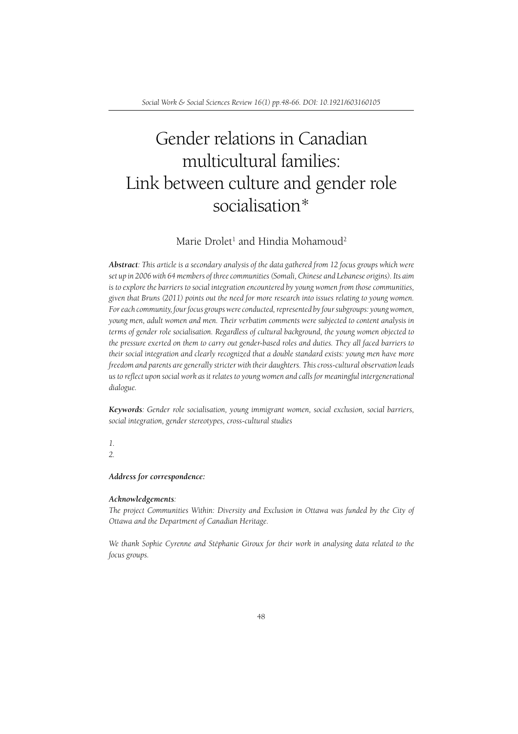# Gender relations in Canadian multicultural families: Link between culture and gender role socialisation*

Marie Drolet[1] and Hindia Mohamoud[2]

***Abstract**: This article is a secondary analysis of the data gathered from 12 focus groups which were set up in 2006 with 64 members of three communities (Somali, Chinese and Lebanese origins). Its aim is to explore the barriers to social integration encountered by young women from those communities, given that Bruns (2011) points out the need for more research into issues relating to young women. For each community, four focus groups were conducted, represented by four subgroups: young women, young men, adult women and men. Their verbatim comments were subjected to content analysis in terms of gender role socialisation. Regardless of cultural background, the young women objected to the pressure exerted on them to carry out gender-based roles and duties. They all faced barriers to their social integration and clearly recognized that a double standard exists: young men have more freedom and parents are generally stricter with their daughters. This cross-cultural observation leads us to reflect upon social work as it relates to young women and calls for meaningful intergenerational dialogue.*

***Keywords**: Gender role socialisation, young immigrant women, social exclusion, social barriers, social integration, gender stereotypes, cross-cultural studies*

*1.*

*2.*

***Address for correspondence:***

***Acknowledgements**:*

*The project Communities Within: Diversity and Exclusion in Ottawa was funded by the City of Ottawa and the Department of Canadian Heritage.*

*We thank Sophie Cyrenne and Stéphanie Giroux for their work in analysing data related to the focus groups.*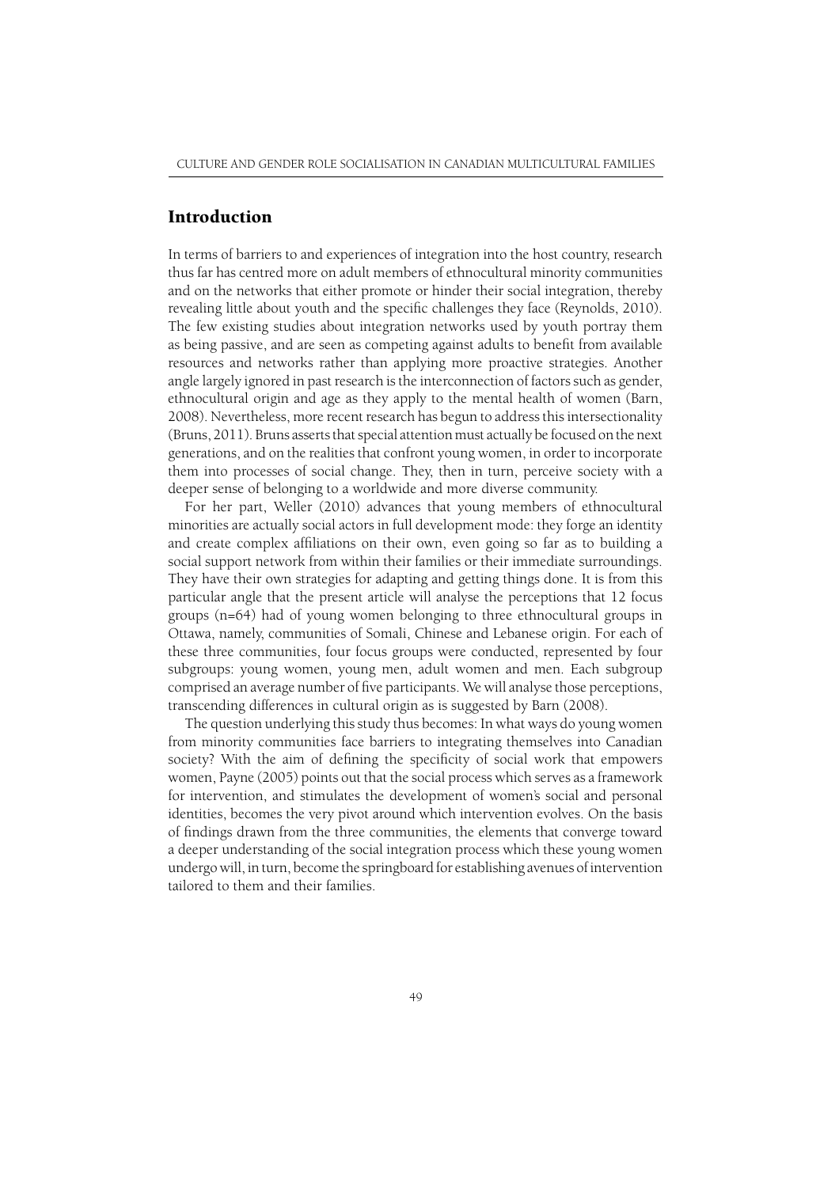## Introduction

In terms of barriers to and experiences of integration into the host country, research thus far has centred more on adult members of ethnocultural minority communities and on the networks that either promote or hinder their social integration, thereby revealing little about youth and the specific challenges they face (Reynolds, 2010). The few existing studies about integration networks used by youth portray them as being passive, and are seen as competing against adults to benefit from available resources and networks rather than applying more proactive strategies. Another angle largely ignored in past research is the interconnection of factors such as gender, ethnocultural origin and age as they apply to the mental health of women (Barn, 2008). Nevertheless, more recent research has begun to address this intersectionality (Bruns, 2011). Bruns asserts that special attention must actually be focused on the next generations, and on the realities that confront young women, in order to incorporate them into processes of social change. They, then in turn, perceive society with a deeper sense of belonging to a worldwide and more diverse community.

For her part, Weller (2010) advances that young members of ethnocultural minorities are actually social actors in full development mode: they forge an identity and create complex affiliations on their own, even going so far as to building a social support network from within their families or their immediate surroundings. They have their own strategies for adapting and getting things done. It is from this particular angle that the present article will analyse the perceptions that 12 focus groups (n=64) had of young women belonging to three ethnocultural groups in Ottawa, namely, communities of Somali, Chinese and Lebanese origin. For each of these three communities, four focus groups were conducted, represented by four subgroups: young women, young men, adult women and men. Each subgroup comprised an average number of five participants. We will analyse those perceptions, transcending differences in cultural origin as is suggested by Barn (2008).

The question underlying this study thus becomes: In what ways do young women from minority communities face barriers to integrating themselves into Canadian society? With the aim of defining the specificity of social work that empowers women, Payne (2005) points out that the social process which serves as a framework for intervention, and stimulates the development of women's social and personal identities, becomes the very pivot around which intervention evolves. On the basis of findings drawn from the three communities, the elements that converge toward a deeper understanding of the social integration process which these young women undergo will, in turn, become the springboard for establishing avenues of intervention tailored to them and their families.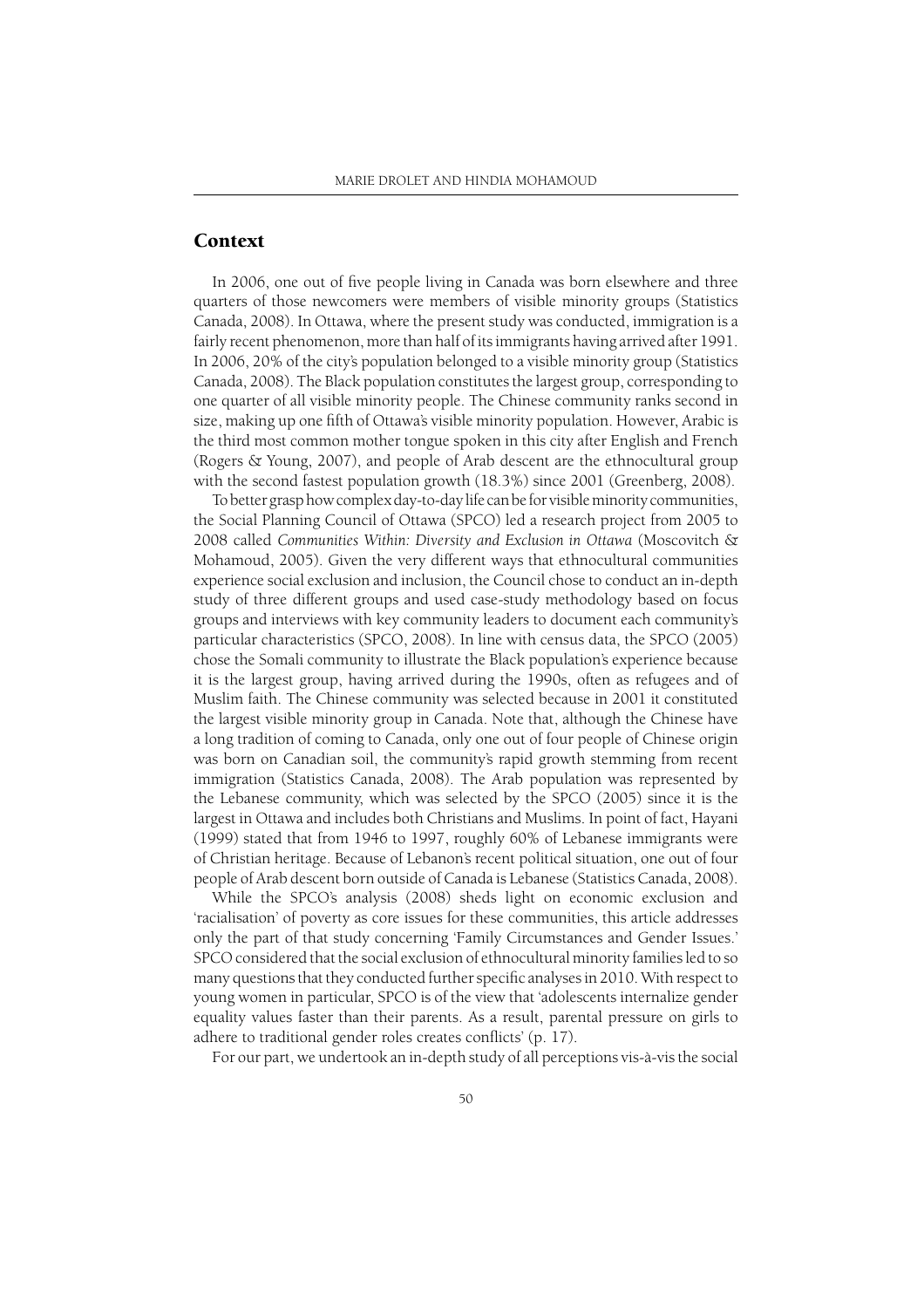## Context

In 2006, one out of five people living in Canada was born elsewhere and three quarters of those newcomers were members of visible minority groups (Statistics Canada, 2008). In Ottawa, where the present study was conducted, immigration is a fairly recent phenomenon, more than half of its immigrants having arrived after 1991. In 2006, 20% of the city's population belonged to a visible minority group (Statistics Canada, 2008). The Black population constitutes the largest group, corresponding to one quarter of all visible minority people. The Chinese community ranks second in size, making up one fifth of Ottawa's visible minority population. However, Arabic is the third most common mother tongue spoken in this city after English and French (Rogers & Young, 2007), and people of Arab descent are the ethnocultural group with the second fastest population growth (18.3%) since 2001 (Greenberg, 2008).

To better grasp how complex day-to-day life can be for visible minority communities, the Social Planning Council of Ottawa (SPCO) led a research project from 2005 to 2008 called *Communities Within: Diversity and Exclusion in Ottawa* (Moscovitch & Mohamoud, 2005). Given the very different ways that ethnocultural communities experience social exclusion and inclusion, the Council chose to conduct an in-depth study of three different groups and used case-study methodology based on focus groups and interviews with key community leaders to document each community's particular characteristics (SPCO, 2008). In line with census data, the SPCO (2005) chose the Somali community to illustrate the Black population's experience because it is the largest group, having arrived during the 1990s, often as refugees and of Muslim faith. The Chinese community was selected because in 2001 it constituted the largest visible minority group in Canada. Note that, although the Chinese have a long tradition of coming to Canada, only one out of four people of Chinese origin was born on Canadian soil, the community's rapid growth stemming from recent immigration (Statistics Canada, 2008). The Arab population was represented by the Lebanese community, which was selected by the SPCO (2005) since it is the largest in Ottawa and includes both Christians and Muslims. In point of fact, Hayani (1999) stated that from 1946 to 1997, roughly 60% of Lebanese immigrants were of Christian heritage. Because of Lebanon's recent political situation, one out of four people of Arab descent born outside of Canada is Lebanese (Statistics Canada, 2008).

While the SPCO's analysis (2008) sheds light on economic exclusion and 'racialisation' of poverty as core issues for these communities, this article addresses only the part of that study concerning 'Family Circumstances and Gender Issues.' SPCO considered that the social exclusion of ethnocultural minority families led to so many questions that they conducted further specific analyses in 2010. With respect to young women in particular, SPCO is of the view that 'adolescents internalize gender equality values faster than their parents. As a result, parental pressure on girls to adhere to traditional gender roles creates conflicts' (p. 17).

For our part, we undertook an in-depth study of all perceptions vis-à-vis the social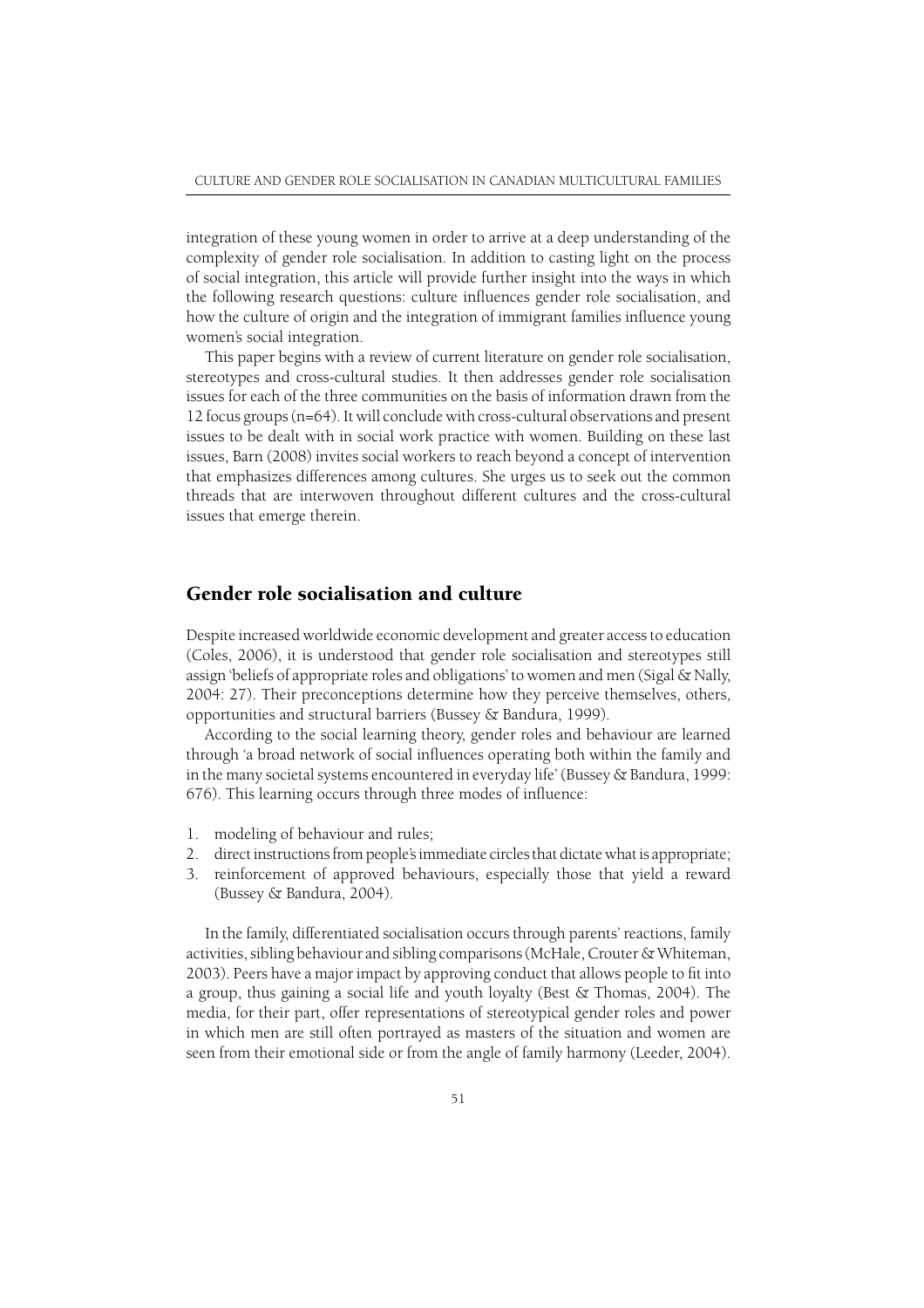integration of these young women in order to arrive at a deep understanding of the complexity of gender role socialisation. In addition to casting light on the process of social integration, this article will provide further insight into the ways in which the following research questions: culture influences gender role socialisation, and how the culture of origin and the integration of immigrant families influence young women's social integration.

This paper begins with a review of current literature on gender role socialisation, stereotypes and cross-cultural studies. It then addresses gender role socialisation issues for each of the three communities on the basis of information drawn from the 12 focus groups (n=64). It will conclude with cross-cultural observations and present issues to be dealt with in social work practice with women. Building on these last issues, Barn (2008) invites social workers to reach beyond a concept of intervention that emphasizes differences among cultures. She urges us to seek out the common threads that are interwoven throughout different cultures and the cross-cultural issues that emerge therein.

## Gender role socialisation and culture

Despite increased worldwide economic development and greater access to education (Coles, 2006), it is understood that gender role socialisation and stereotypes still assign 'beliefs of appropriate roles and obligations' to women and men (Sigal & Nally, 2004: 27). Their preconceptions determine how they perceive themselves, others, opportunities and structural barriers (Bussey & Bandura, 1999).

According to the social learning theory, gender roles and behaviour are learned through 'a broad network of social influences operating both within the family and in the many societal systems encountered in everyday life' (Bussey & Bandura, 1999: 676). This learning occurs through three modes of influence:

1. modeling of behaviour and rules;
2. direct instructions from people's immediate circles that dictate what is appropriate;
3. reinforcement of approved behaviours, especially those that yield a reward (Bussey & Bandura, 2004).

In the family, differentiated socialisation occurs through parents' reactions, family activities, sibling behaviour and sibling comparisons (McHale, Crouter & Whiteman, 2003). Peers have a major impact by approving conduct that allows people to fit into a group, thus gaining a social life and youth loyalty (Best & Thomas, 2004). The media, for their part, offer representations of stereotypical gender roles and power in which men are still often portrayed as masters of the situation and women are seen from their emotional side or from the angle of family harmony (Leeder, 2004).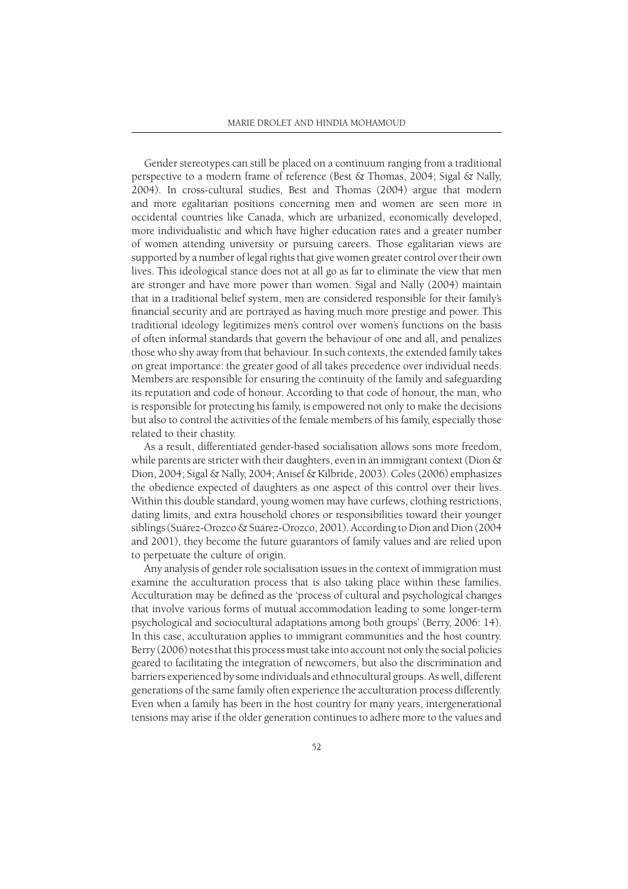Gender stereotypes can still be placed on a continuum ranging from a traditional perspective to a modern frame of reference (Best & Thomas, 2004; Sigal & Nally, 2004). In cross-cultural studies, Best and Thomas (2004) argue that modern and more egalitarian positions concerning men and women are seen more in occidental countries like Canada, which are urbanized, economically developed, more individualistic and which have higher education rates and a greater number of women attending university or pursuing careers. Those egalitarian views are supported by a number of legal rights that give women greater control over their own lives. This ideological stance does not at all go as far to eliminate the view that men are stronger and have more power than women. Sigal and Nally (2004) maintain that in a traditional belief system, men are considered responsible for their family's financial security and are portrayed as having much more prestige and power. This traditional ideology legitimizes men's control over women's functions on the basis of often informal standards that govern the behaviour of one and all, and penalizes those who shy away from that behaviour. In such contexts, the extended family takes on great importance: the greater good of all takes precedence over individual needs. Members are responsible for ensuring the continuity of the family and safeguarding its reputation and code of honour. According to that code of honour, the man, who is responsible for protecting his family, is empowered not only to make the decisions but also to control the activities of the female members of his family, especially those related to their chastity.

As a result, differentiated gender-based socialisation allows sons more freedom, while parents are stricter with their daughters, even in an immigrant context (Dion & Dion, 2004; Sigal & Nally, 2004; Anisef & Kilbride, 2003). Coles (2006) emphasizes the obedience expected of daughters as one aspect of this control over their lives. Within this double standard, young women may have curfews, clothing restrictions, dating limits, and extra household chores or responsibilities toward their younger siblings (Suárez-Orozco & Suárez-Orozco, 2001). According to Dion and Dion (2004 and 2001), they become the future guarantors of family values and are relied upon to perpetuate the culture of origin.

Any analysis of gender role socialisation issues in the context of immigration must examine the acculturation process that is also taking place within these families. Acculturation may be defined as the 'process of cultural and psychological changes that involve various forms of mutual accommodation leading to some longer-term psychological and sociocultural adaptations among both groups' (Berry, 2006: 14). In this case, acculturation applies to immigrant communities and the host country. Berry (2006) notes that this process must take into account not only the social policies geared to facilitating the integration of newcomers, but also the discrimination and barriers experienced by some individuals and ethnocultural groups. As well, different generations of the same family often experience the acculturation process differently. Even when a family has been in the host country for many years, intergenerational tensions may arise if the older generation continues to adhere more to the values and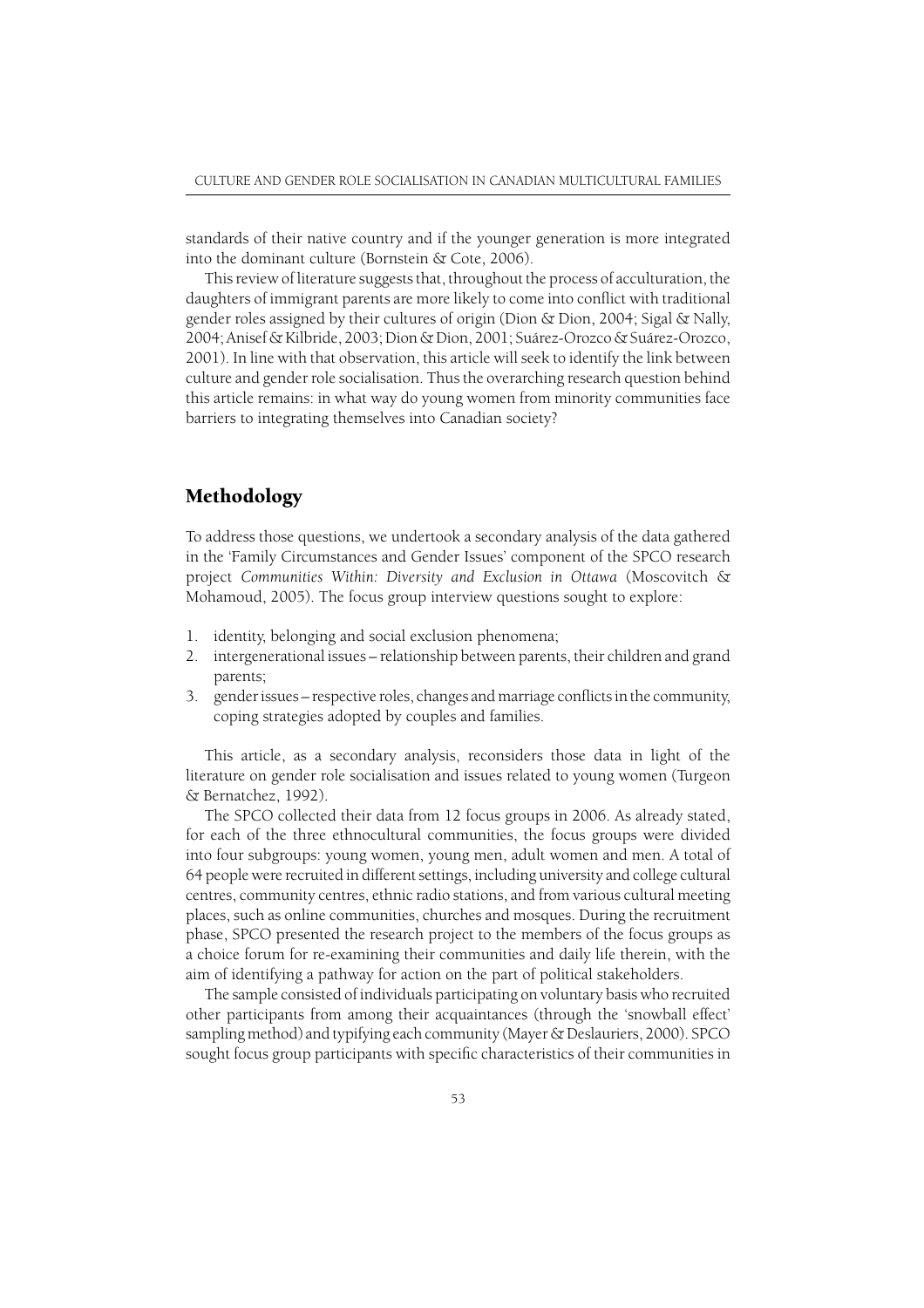standards of their native country and if the younger generation is more integrated into the dominant culture (Bornstein & Cote, 2006).

This review of literature suggests that, throughout the process of acculturation, the daughters of immigrant parents are more likely to come into conflict with traditional gender roles assigned by their cultures of origin (Dion & Dion, 2004; Sigal & Nally, 2004; Anisef & Kilbride, 2003; Dion & Dion, 2001; Suárez-Orozco & Suárez-Orozco, 2001). In line with that observation, this article will seek to identify the link between culture and gender role socialisation. Thus the overarching research question behind this article remains: in what way do young women from minority communities face barriers to integrating themselves into Canadian society?

## Methodology

To address those questions, we undertook a secondary analysis of the data gathered in the 'Family Circumstances and Gender Issues' component of the SPCO research project *Communities Within: Diversity and Exclusion in Ottawa* (Moscovitch & Mohamoud, 2005). The focus group interview questions sought to explore:

1. identity, belonging and social exclusion phenomena;
2. intergenerational issues – relationship between parents, their children and grand parents;
3. gender issues – respective roles, changes and marriage conflicts in the community, coping strategies adopted by couples and families.

This article, as a secondary analysis, reconsiders those data in light of the literature on gender role socialisation and issues related to young women (Turgeon & Bernatchez, 1992).

The SPCO collected their data from 12 focus groups in 2006. As already stated, for each of the three ethnocultural communities, the focus groups were divided into four subgroups: young women, young men, adult women and men. A total of 64 people were recruited in different settings, including university and college cultural centres, community centres, ethnic radio stations, and from various cultural meeting places, such as online communities, churches and mosques. During the recruitment phase, SPCO presented the research project to the members of the focus groups as a choice forum for re-examining their communities and daily life therein, with the aim of identifying a pathway for action on the part of political stakeholders.

The sample consisted of individuals participating on voluntary basis who recruited other participants from among their acquaintances (through the 'snowball effect' sampling method) and typifying each community (Mayer & Deslauriers, 2000). SPCO sought focus group participants with specific characteristics of their communities in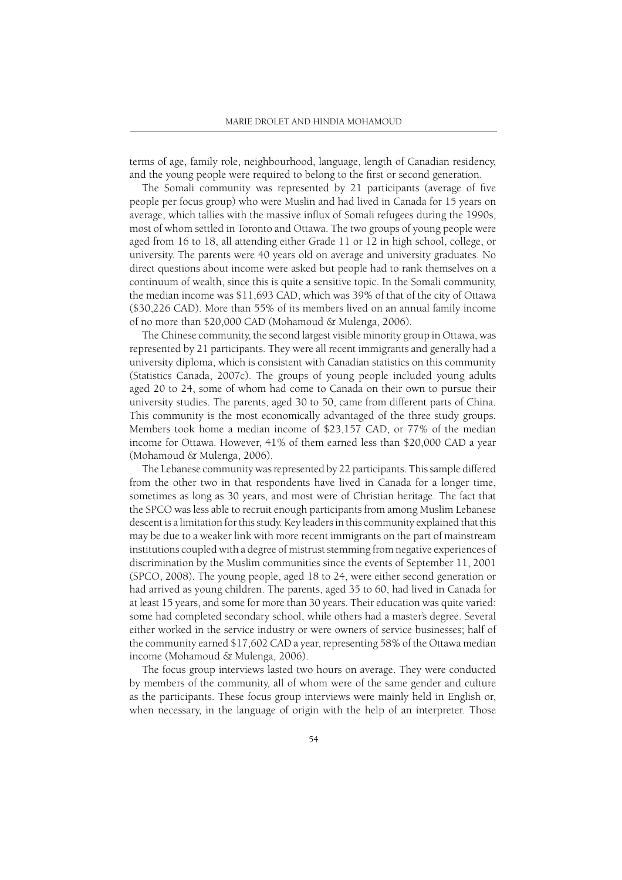terms of age, family role, neighbourhood, language, length of Canadian residency, and the young people were required to belong to the first or second generation.

The Somali community was represented by 21 participants (average of five people per focus group) who were Muslim and had lived in Canada for 15 years on average, which tallies with the massive influx of Somali refugees during the 1990s, most of whom settled in Toronto and Ottawa. The two groups of young people were aged from 16 to 18, all attending either Grade 11 or 12 in high school, college, or university. The parents were 40 years old on average and university graduates. No direct questions about income were asked but people had to rank themselves on a continuum of wealth, since this is quite a sensitive topic. In the Somali community, the median income was $11,693 CAD, which was 39% of that of the city of Ottawa ($30,226 CAD). More than 55% of its members lived on an annual family income of no more than $20,000 CAD (Mohamoud & Mulenga, 2006).

The Chinese community, the second largest visible minority group in Ottawa, was represented by 21 participants. They were all recent immigrants and generally had a university diploma, which is consistent with Canadian statistics on this community (Statistics Canada, 2007c). The groups of young people included young adults aged 20 to 24, some of whom had come to Canada on their own to pursue their university studies. The parents, aged 30 to 50, came from different parts of China. This community is the most economically advantaged of the three study groups. Members took home a median income of $23,157 CAD, or 77% of the median income for Ottawa. However, 41% of them earned less than $20,000 CAD a year (Mohamoud & Mulenga, 2006).

The Lebanese community was represented by 22 participants. This sample differed from the other two in that respondents have lived in Canada for a longer time, sometimes as long as 30 years, and most were of Christian heritage. The fact that the SPCO was less able to recruit enough participants from among Muslim Lebanese descent is a limitation for this study. Key leaders in this community explained that this may be due to a weaker link with more recent immigrants on the part of mainstream institutions coupled with a degree of mistrust stemming from negative experiences of discrimination by the Muslim communities since the events of September 11, 2001 (SPCO, 2008). The young people, aged 18 to 24, were either second generation or had arrived as young children. The parents, aged 35 to 60, had lived in Canada for at least 15 years, and some for more than 30 years. Their education was quite varied: some had completed secondary school, while others had a master's degree. Several either worked in the service industry or were owners of service businesses; half of the community earned $17,602 CAD a year, representing 58% of the Ottawa median income (Mohamoud & Mulenga, 2006).

The focus group interviews lasted two hours on average. They were conducted by members of the community, all of whom were of the same gender and culture as the participants. These focus group interviews were mainly held in English or, when necessary, in the language of origin with the help of an interpreter. Those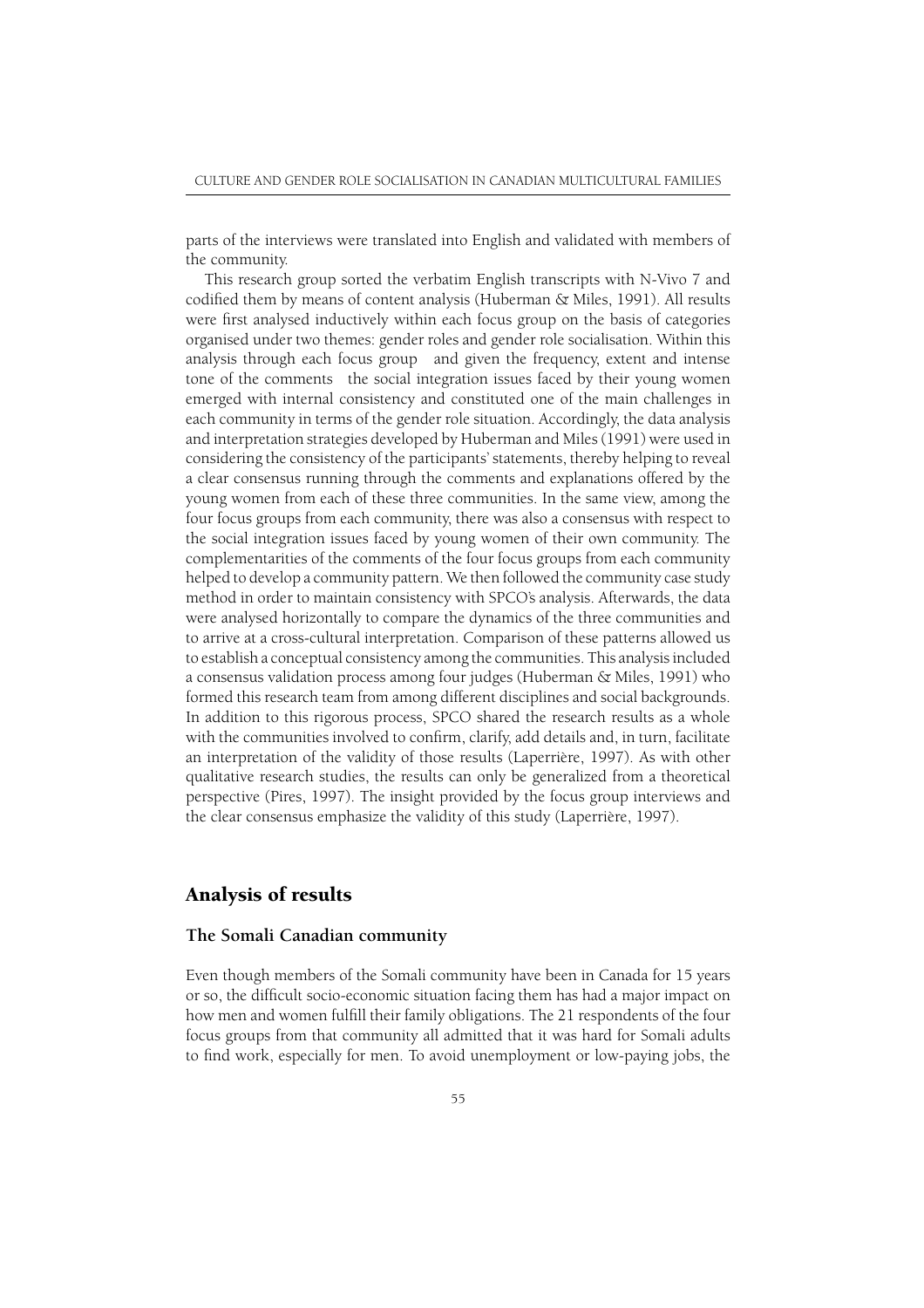parts of the interviews were translated into English and validated with members of the community.

This research group sorted the verbatim English transcripts with N-Vivo 7 and codified them by means of content analysis (Huberman & Miles, 1991). All results were first analysed inductively within each focus group on the basis of categories organised under two themes: gender roles and gender role socialisation. Within this analysis through each focus group and given the frequency, extent and intense tone of the comments the social integration issues faced by their young women emerged with internal consistency and constituted one of the main challenges in each community in terms of the gender role situation. Accordingly, the data analysis and interpretation strategies developed by Huberman and Miles (1991) were used in considering the consistency of the participants' statements, thereby helping to reveal a clear consensus running through the comments and explanations offered by the young women from each of these three communities. In the same view, among the four focus groups from each community, there was also a consensus with respect to the social integration issues faced by young women of their own community. The complementarities of the comments of the four focus groups from each community helped to develop a community pattern. We then followed the community case study method in order to maintain consistency with SPCO's analysis. Afterwards, the data were analysed horizontally to compare the dynamics of the three communities and to arrive at a cross-cultural interpretation. Comparison of these patterns allowed us to establish a conceptual consistency among the communities. This analysis included a consensus validation process among four judges (Huberman & Miles, 1991) who formed this research team from among different disciplines and social backgrounds. In addition to this rigorous process, SPCO shared the research results as a whole with the communities involved to confirm, clarify, add details and, in turn, facilitate an interpretation of the validity of those results (Laperrière, 1997). As with other qualitative research studies, the results can only be generalized from a theoretical perspective (Pires, 1997). The insight provided by the focus group interviews and the clear consensus emphasize the validity of this study (Laperrière, 1997).

## Analysis of results

### The Somali Canadian community

Even though members of the Somali community have been in Canada for 15 years or so, the difficult socio-economic situation facing them has had a major impact on how men and women fulfill their family obligations. The 21 respondents of the four focus groups from that community all admitted that it was hard for Somali adults to find work, especially for men. To avoid unemployment or low-paying jobs, the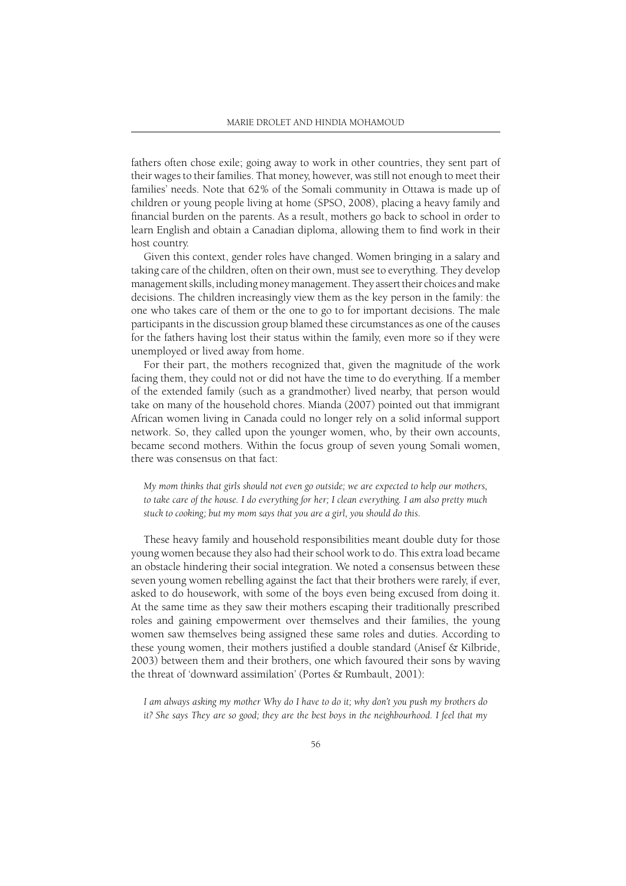fathers often chose exile; going away to work in other countries, they sent part of their wages to their families. That money, however, was still not enough to meet their families' needs. Note that 62% of the Somali community in Ottawa is made up of children or young people living at home (SPSO, 2008), placing a heavy family and financial burden on the parents. As a result, mothers go back to school in order to learn English and obtain a Canadian diploma, allowing them to find work in their host country.

Given this context, gender roles have changed. Women bringing in a salary and taking care of the children, often on their own, must see to everything. They develop management skills, including money management. They assert their choices and make decisions. The children increasingly view them as the key person in the family: the one who takes care of them or the one to go to for important decisions. The male participants in the discussion group blamed these circumstances as one of the causes for the fathers having lost their status within the family, even more so if they were unemployed or lived away from home.

For their part, the mothers recognized that, given the magnitude of the work facing them, they could not or did not have the time to do everything. If a member of the extended family (such as a grandmother) lived nearby, that person would take on many of the household chores. Mianda (2007) pointed out that immigrant African women living in Canada could no longer rely on a solid informal support network. So, they called upon the younger women, who, by their own accounts, became second mothers. Within the focus group of seven young Somali women, there was consensus on that fact:

> *My mom thinks that girls should not even go outside; we are expected to help our mothers, to take care of the house. I do everything for her; I clean everything. I am also pretty much stuck to cooking; but my mom says that you are a girl, you should do this.*

These heavy family and household responsibilities meant double duty for those young women because they also had their school work to do. This extra load became an obstacle hindering their social integration. We noted a consensus between these seven young women rebelling against the fact that their brothers were rarely, if ever, asked to do housework, with some of the boys even being excused from doing it. At the same time as they saw their mothers escaping their traditionally prescribed roles and gaining empowerment over themselves and their families, the young women saw themselves being assigned these same roles and duties. According to these young women, their mothers justified a double standard (Anisef & Kilbride, 2003) between them and their brothers, one which favoured their sons by waving the threat of 'downward assimilation' (Portes & Rumbault, 2001):

> *I am always asking my mother Why do I have to do it; why don't you push my brothers do it? She says They are so good; they are the best boys in the neighbourhood. I feel that my*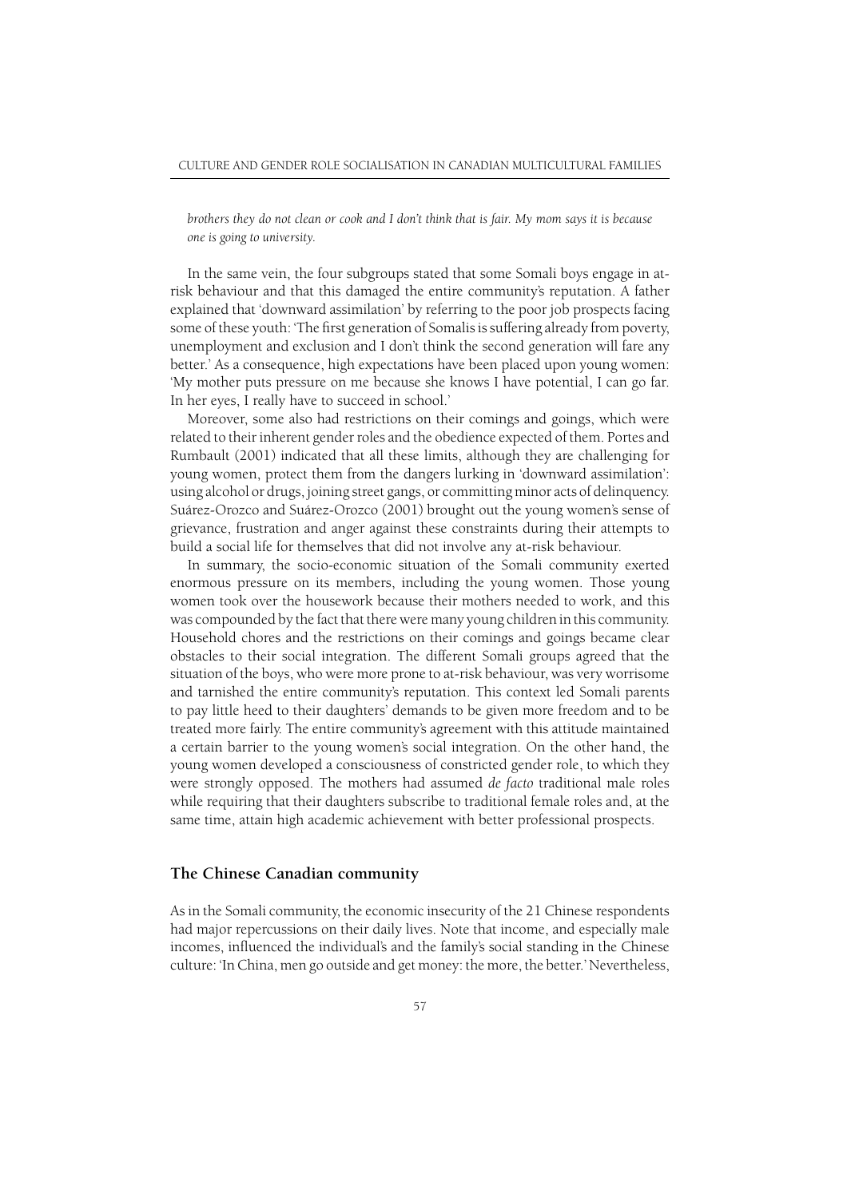*brothers they do not clean or cook and I don't think that is fair. My mom says it is because one is going to university.*

In the same vein, the four subgroups stated that some Somali boys engage in at-risk behaviour and that this damaged the entire community's reputation. A father explained that 'downward assimilation' by referring to the poor job prospects facing some of these youth: 'The first generation of Somalis is suffering already from poverty, unemployment and exclusion and I don't think the second generation will fare any better.' As a consequence, high expectations have been placed upon young women: 'My mother puts pressure on me because she knows I have potential, I can go far. In her eyes, I really have to succeed in school.'

Moreover, some also had restrictions on their comings and goings, which were related to their inherent gender roles and the obedience expected of them. Portes and Rumbault (2001) indicated that all these limits, although they are challenging for young women, protect them from the dangers lurking in 'downward assimilation': using alcohol or drugs, joining street gangs, or committing minor acts of delinquency. Suárez-Orozco and Suárez-Orozco (2001) brought out the young women's sense of grievance, frustration and anger against these constraints during their attempts to build a social life for themselves that did not involve any at-risk behaviour.

In summary, the socio-economic situation of the Somali community exerted enormous pressure on its members, including the young women. Those young women took over the housework because their mothers needed to work, and this was compounded by the fact that there were many young children in this community. Household chores and the restrictions on their comings and goings became clear obstacles to their social integration. The different Somali groups agreed that the situation of the boys, who were more prone to at-risk behaviour, was very worrisome and tarnished the entire community's reputation. This context led Somali parents to pay little heed to their daughters' demands to be given more freedom and to be treated more fairly. The entire community's agreement with this attitude maintained a certain barrier to the young women's social integration. On the other hand, the young women developed a consciousness of constricted gender role, to which they were strongly opposed. The mothers had assumed *de facto* traditional male roles while requiring that their daughters subscribe to traditional female roles and, at the same time, attain high academic achievement with better professional prospects.

## The Chinese Canadian community

As in the Somali community, the economic insecurity of the 21 Chinese respondents had major repercussions on their daily lives. Note that income, and especially male incomes, influenced the individual's and the family's social standing in the Chinese culture: 'In China, men go outside and get money: the more, the better.' Nevertheless,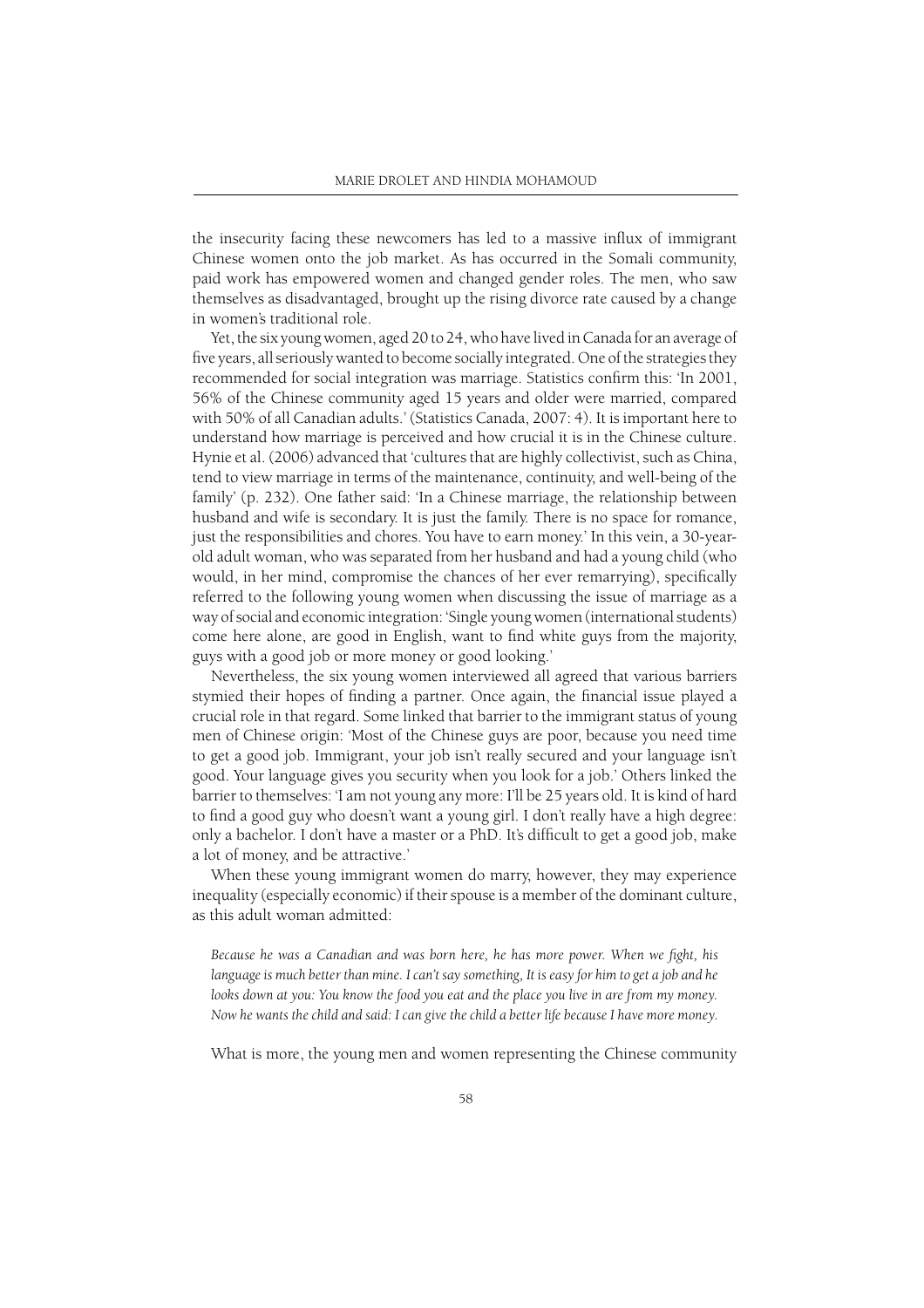the insecurity facing these newcomers has led to a massive influx of immigrant Chinese women onto the job market. As has occurred in the Somali community, paid work has empowered women and changed gender roles. The men, who saw themselves as disadvantaged, brought up the rising divorce rate caused by a change in women's traditional role.

Yet, the six young women, aged 20 to 24, who have lived in Canada for an average of five years, all seriously wanted to become socially integrated. One of the strategies they recommended for social integration was marriage. Statistics confirm this: 'In 2001, 56% of the Chinese community aged 15 years and older were married, compared with 50% of all Canadian adults.' (Statistics Canada, 2007: 4). It is important here to understand how marriage is perceived and how crucial it is in the Chinese culture. Hynie et al. (2006) advanced that 'cultures that are highly collectivist, such as China, tend to view marriage in terms of the maintenance, continuity, and well-being of the family' (p. 232). One father said: 'In a Chinese marriage, the relationship between husband and wife is secondary. It is just the family. There is no space for romance, just the responsibilities and chores. You have to earn money.' In this vein, a 30-year-old adult woman, who was separated from her husband and had a young child (who would, in her mind, compromise the chances of her ever remarrying), specifically referred to the following young women when discussing the issue of marriage as a way of social and economic integration: 'Single young women (international students) come here alone, are good in English, want to find white guys from the majority, guys with a good job or more money or good looking.'

Nevertheless, the six young women interviewed all agreed that various barriers stymied their hopes of finding a partner. Once again, the financial issue played a crucial role in that regard. Some linked that barrier to the immigrant status of young men of Chinese origin: 'Most of the Chinese guys are poor, because you need time to get a good job. Immigrant, your job isn't really secured and your language isn't good. Your language gives you security when you look for a job.' Others linked the barrier to themselves: 'I am not young any more: I'll be 25 years old. It is kind of hard to find a good guy who doesn't want a young girl. I don't really have a high degree: only a bachelor. I don't have a master or a PhD. It's difficult to get a good job, make a lot of money, and be attractive.'

When these young immigrant women do marry, however, they may experience inequality (especially economic) if their spouse is a member of the dominant culture, as this adult woman admitted:

> *Because he was a Canadian and was born here, he has more power. When we fight, his language is much better than mine. I can't say something, It is easy for him to get a job and he looks down at you: You know the food you eat and the place you live in are from my money. Now he wants the child and said: I can give the child a better life because I have more money.*

What is more, the young men and women representing the Chinese community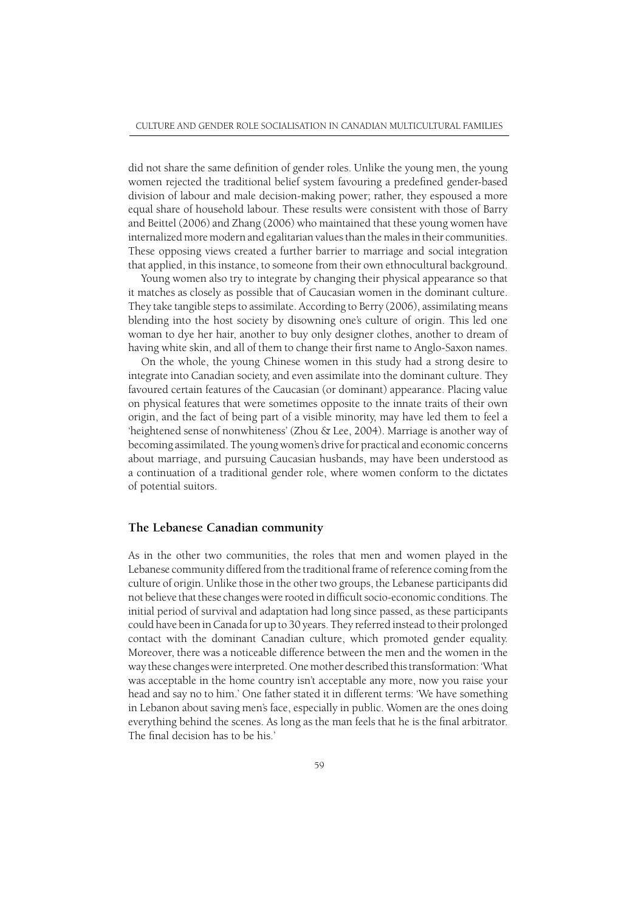did not share the same definition of gender roles. Unlike the young men, the young women rejected the traditional belief system favouring a predefined gender-based division of labour and male decision-making power; rather, they espoused a more equal share of household labour. These results were consistent with those of Barry and Beittel (2006) and Zhang (2006) who maintained that these young women have internalized more modern and egalitarian values than the males in their communities. These opposing views created a further barrier to marriage and social integration that applied, in this instance, to someone from their own ethnocultural background.

Young women also try to integrate by changing their physical appearance so that it matches as closely as possible that of Caucasian women in the dominant culture. They take tangible steps to assimilate. According to Berry (2006), assimilating means blending into the host society by disowning one's culture of origin. This led one woman to dye her hair, another to buy only designer clothes, another to dream of having white skin, and all of them to change their first name to Anglo-Saxon names.

On the whole, the young Chinese women in this study had a strong desire to integrate into Canadian society, and even assimilate into the dominant culture. They favoured certain features of the Caucasian (or dominant) appearance. Placing value on physical features that were sometimes opposite to the innate traits of their own origin, and the fact of being part of a visible minority, may have led them to feel a 'heightened sense of nonwhiteness' (Zhou & Lee, 2004). Marriage is another way of becoming assimilated. The young women's drive for practical and economic concerns about marriage, and pursuing Caucasian husbands, may have been understood as a continuation of a traditional gender role, where women conform to the dictates of potential suitors.

## The Lebanese Canadian community

As in the other two communities, the roles that men and women played in the Lebanese community differed from the traditional frame of reference coming from the culture of origin. Unlike those in the other two groups, the Lebanese participants did not believe that these changes were rooted in difficult socio-economic conditions. The initial period of survival and adaptation had long since passed, as these participants could have been in Canada for up to 30 years. They referred instead to their prolonged contact with the dominant Canadian culture, which promoted gender equality. Moreover, there was a noticeable difference between the men and the women in the way these changes were interpreted. One mother described this transformation: 'What was acceptable in the home country isn't acceptable any more, now you raise your head and say no to him.' One father stated it in different terms: 'We have something in Lebanon about saving men's face, especially in public. Women are the ones doing everything behind the scenes. As long as the man feels that he is the final arbitrator. The final decision has to be his.'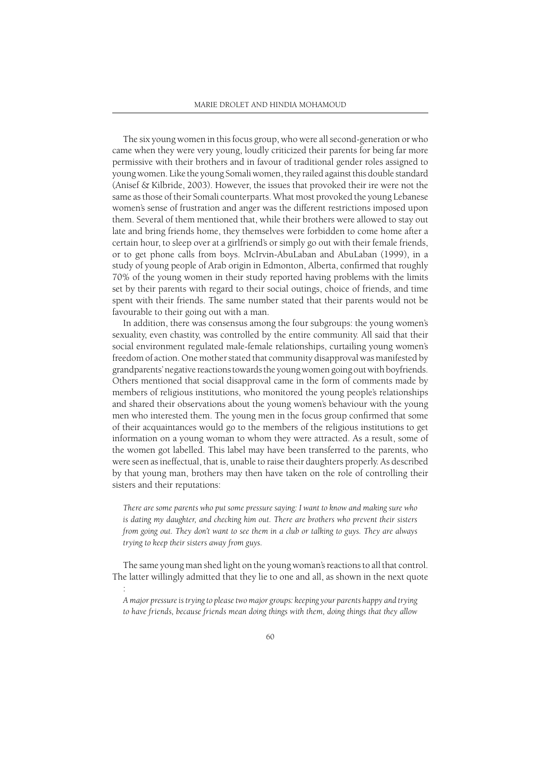The six young women in this focus group, who were all second-generation or who came when they were very young, loudly criticized their parents for being far more permissive with their brothers and in favour of traditional gender roles assigned to young women. Like the young Somali women, they railed against this double standard (Anisef & Kilbride, 2003). However, the issues that provoked their ire were not the same as those of their Somali counterparts. What most provoked the young Lebanese women's sense of frustration and anger was the different restrictions imposed upon them. Several of them mentioned that, while their brothers were allowed to stay out late and bring friends home, they themselves were forbidden to come home after a certain hour, to sleep over at a girlfriend's or simply go out with their female friends, or to get phone calls from boys. McIrvin-AbuLaban and AbuLaban (1999), in a study of young people of Arab origin in Edmonton, Alberta, confirmed that roughly 70% of the young women in their study reported having problems with the limits set by their parents with regard to their social outings, choice of friends, and time spent with their friends. The same number stated that their parents would not be favourable to their going out with a man.

In addition, there was consensus among the four subgroups: the young women's sexuality, even chastity, was controlled by the entire community. All said that their social environment regulated male-female relationships, curtailing young women's freedom of action. One mother stated that community disapproval was manifested by grandparents' negative reactions towards the young women going out with boyfriends. Others mentioned that social disapproval came in the form of comments made by members of religious institutions, who monitored the young people's relationships and shared their observations about the young women's behaviour with the young men who interested them. The young men in the focus group confirmed that some of their acquaintances would go to the members of the religious institutions to get information on a young woman to whom they were attracted. As a result, some of the women got labelled. This label may have been transferred to the parents, who were seen as ineffectual, that is, unable to raise their daughters properly. As described by that young man, brothers may then have taken on the role of controlling their sisters and their reputations:

> *There are some parents who put some pressure saying: I want to know and making sure who is dating my daughter, and checking him out. There are brothers who prevent their sisters from going out. They don't want to see them in a club or talking to guys. They are always trying to keep their sisters away from guys.*

The same young man shed light on the young woman's reactions to all that control. The latter willingly admitted that they lie to one and all, as shown in the next quote :

> *A major pressure is trying to please two major groups: keeping your parents happy and trying to have friends, because friends mean doing things with them, doing things that they allow*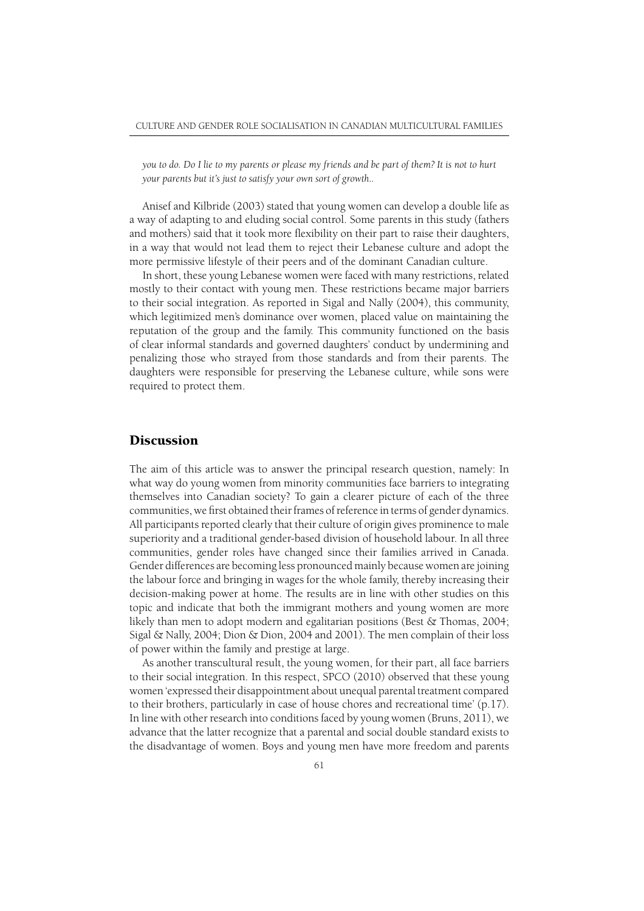*you to do. Do I lie to my parents or please my friends and be part of them? It is not to hurt your parents but it's just to satisfy your own sort of growth..*

Anisef and Kilbride (2003) stated that young women can develop a double life as a way of adapting to and eluding social control. Some parents in this study (fathers and mothers) said that it took more flexibility on their part to raise their daughters, in a way that would not lead them to reject their Lebanese culture and adopt the more permissive lifestyle of their peers and of the dominant Canadian culture.

In short, these young Lebanese women were faced with many restrictions, related mostly to their contact with young men. These restrictions became major barriers to their social integration. As reported in Sigal and Nally (2004), this community, which legitimized men's dominance over women, placed value on maintaining the reputation of the group and the family. This community functioned on the basis of clear informal standards and governed daughters' conduct by undermining and penalizing those who strayed from those standards and from their parents. The daughters were responsible for preserving the Lebanese culture, while sons were required to protect them.

## Discussion

The aim of this article was to answer the principal research question, namely: In what way do young women from minority communities face barriers to integrating themselves into Canadian society? To gain a clearer picture of each of the three communities, we first obtained their frames of reference in terms of gender dynamics. All participants reported clearly that their culture of origin gives prominence to male superiority and a traditional gender-based division of household labour. In all three communities, gender roles have changed since their families arrived in Canada. Gender differences are becoming less pronounced mainly because women are joining the labour force and bringing in wages for the whole family, thereby increasing their decision-making power at home. The results are in line with other studies on this topic and indicate that both the immigrant mothers and young women are more likely than men to adopt modern and egalitarian positions (Best & Thomas, 2004; Sigal & Nally, 2004; Dion & Dion, 2004 and 2001). The men complain of their loss of power within the family and prestige at large.

As another transcultural result, the young women, for their part, all face barriers to their social integration. In this respect, SPCO (2010) observed that these young women 'expressed their disappointment about unequal parental treatment compared to their brothers, particularly in case of house chores and recreational time' (p.17). In line with other research into conditions faced by young women (Bruns, 2011), we advance that the latter recognize that a parental and social double standard exists to the disadvantage of women. Boys and young men have more freedom and parents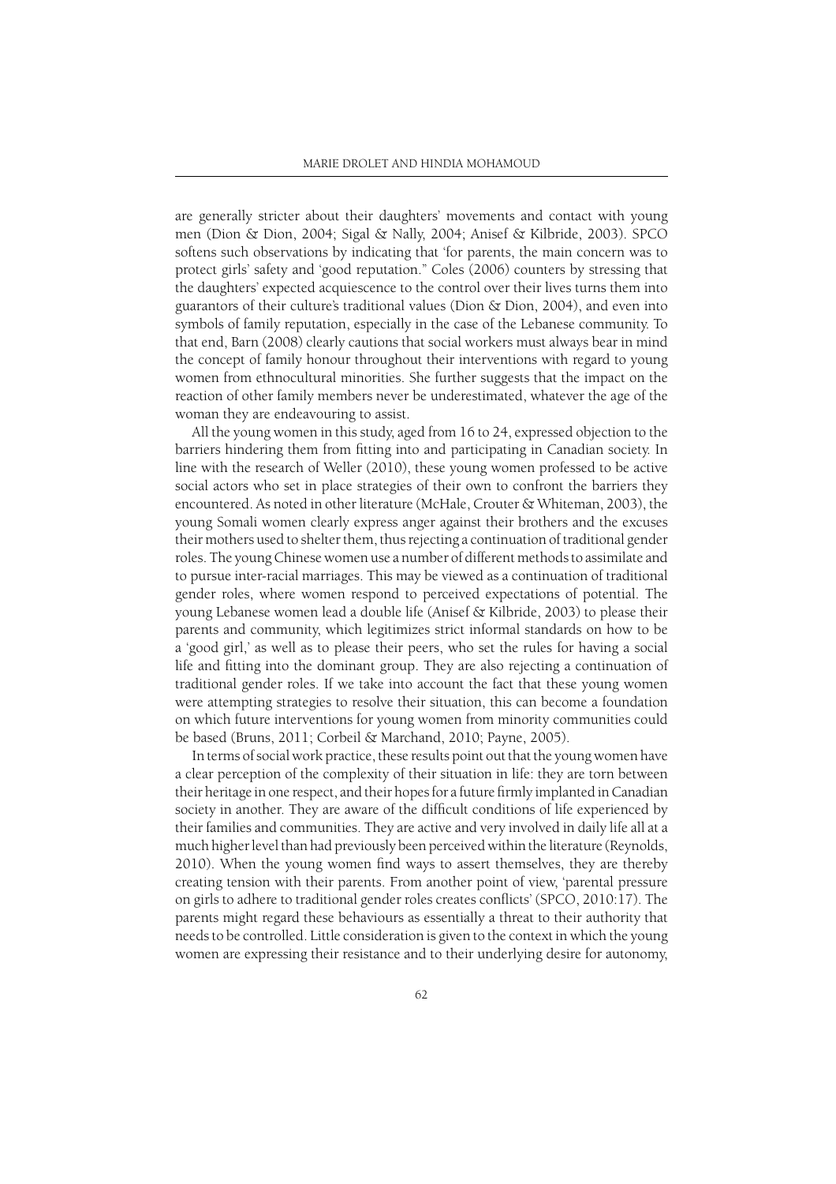are generally stricter about their daughters' movements and contact with young men (Dion & Dion, 2004; Sigal & Nally, 2004; Anisef & Kilbride, 2003). SPCO softens such observations by indicating that 'for parents, the main concern was to protect girls' safety and 'good reputation." Coles (2006) counters by stressing that the daughters' expected acquiescence to the control over their lives turns them into guarantors of their culture's traditional values (Dion & Dion, 2004), and even into symbols of family reputation, especially in the case of the Lebanese community. To that end, Barn (2008) clearly cautions that social workers must always bear in mind the concept of family honour throughout their interventions with regard to young women from ethnocultural minorities. She further suggests that the impact on the reaction of other family members never be underestimated, whatever the age of the woman they are endeavouring to assist.

All the young women in this study, aged from 16 to 24, expressed objection to the barriers hindering them from fitting into and participating in Canadian society. In line with the research of Weller (2010), these young women professed to be active social actors who set in place strategies of their own to confront the barriers they encountered. As noted in other literature (McHale, Crouter & Whiteman, 2003), the young Somali women clearly express anger against their brothers and the excuses their mothers used to shelter them, thus rejecting a continuation of traditional gender roles. The young Chinese women use a number of different methods to assimilate and to pursue inter-racial marriages. This may be viewed as a continuation of traditional gender roles, where women respond to perceived expectations of potential. The young Lebanese women lead a double life (Anisef & Kilbride, 2003) to please their parents and community, which legitimizes strict informal standards on how to be a 'good girl,' as well as to please their peers, who set the rules for having a social life and fitting into the dominant group. They are also rejecting a continuation of traditional gender roles. If we take into account the fact that these young women were attempting strategies to resolve their situation, this can become a foundation on which future interventions for young women from minority communities could be based (Bruns, 2011; Corbeil & Marchand, 2010; Payne, 2005).

In terms of social work practice, these results point out that the young women have a clear perception of the complexity of their situation in life: they are torn between their heritage in one respect, and their hopes for a future firmly implanted in Canadian society in another. They are aware of the difficult conditions of life experienced by their families and communities. They are active and very involved in daily life all at a much higher level than had previously been perceived within the literature (Reynolds, 2010). When the young women find ways to assert themselves, they are thereby creating tension with their parents. From another point of view, 'parental pressure on girls to adhere to traditional gender roles creates conflicts' (SPCO, 2010:17). The parents might regard these behaviours as essentially a threat to their authority that needs to be controlled. Little consideration is given to the context in which the young women are expressing their resistance and to their underlying desire for autonomy,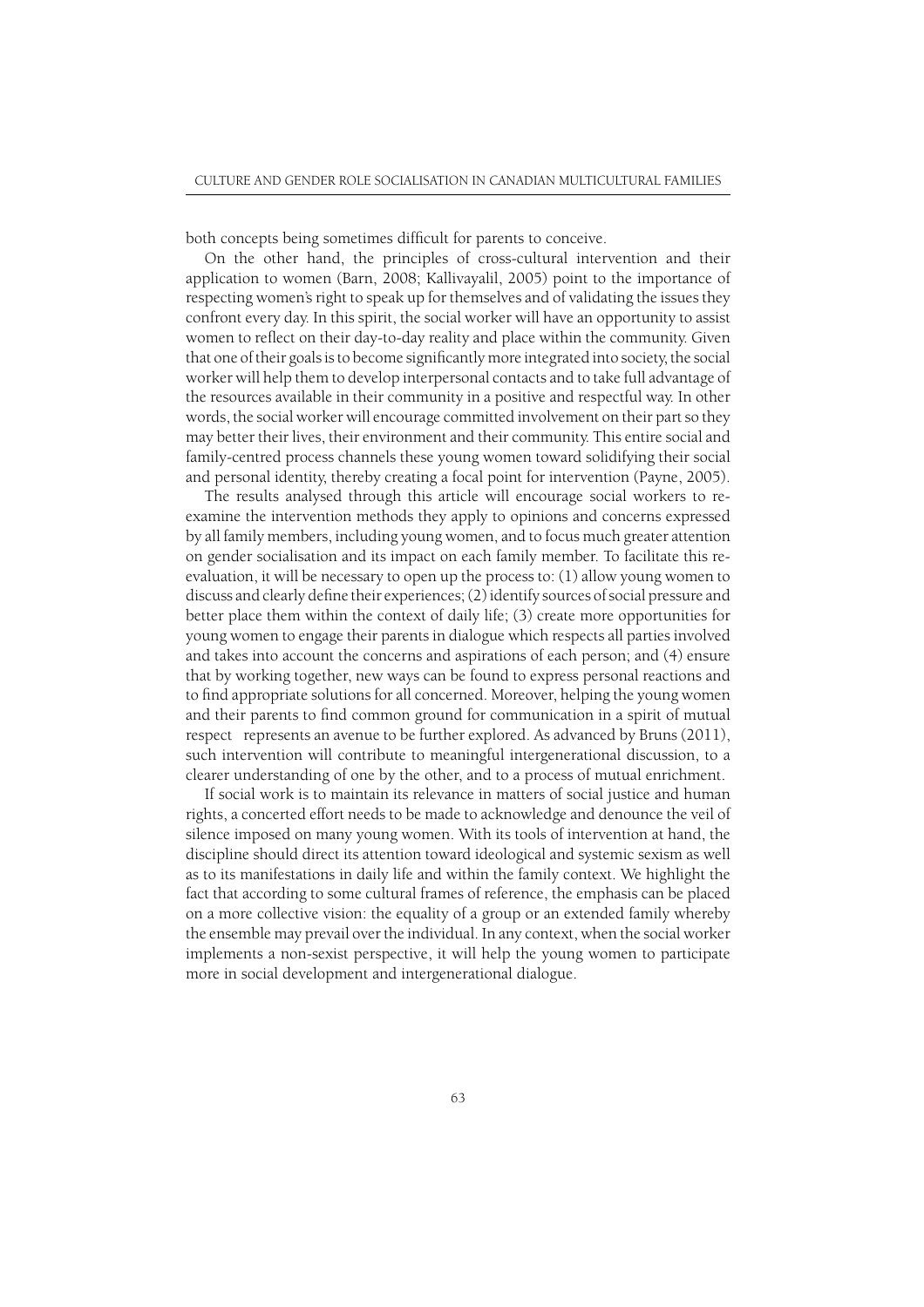both concepts being sometimes difficult for parents to conceive.

On the other hand, the principles of cross-cultural intervention and their application to women (Barn, 2008; Kallivayalil, 2005) point to the importance of respecting women's right to speak up for themselves and of validating the issues they confront every day. In this spirit, the social worker will have an opportunity to assist women to reflect on their day-to-day reality and place within the community. Given that one of their goals is to become significantly more integrated into society, the social worker will help them to develop interpersonal contacts and to take full advantage of the resources available in their community in a positive and respectful way. In other words, the social worker will encourage committed involvement on their part so they may better their lives, their environment and their community. This entire social and family-centred process channels these young women toward solidifying their social and personal identity, thereby creating a focal point for intervention (Payne, 2005).

The results analysed through this article will encourage social workers to re-examine the intervention methods they apply to opinions and concerns expressed by all family members, including young women, and to focus much greater attention on gender socialisation and its impact on each family member. To facilitate this re-evaluation, it will be necessary to open up the process to: (1) allow young women to discuss and clearly define their experiences; (2) identify sources of social pressure and better place them within the context of daily life; (3) create more opportunities for young women to engage their parents in dialogue which respects all parties involved and takes into account the concerns and aspirations of each person; and (4) ensure that by working together, new ways can be found to express personal reactions and to find appropriate solutions for all concerned. Moreover, helping the young women and their parents to find common ground for communication in a spirit of mutual respect represents an avenue to be further explored. As advanced by Bruns (2011), such intervention will contribute to meaningful intergenerational discussion, to a clearer understanding of one by the other, and to a process of mutual enrichment.

If social work is to maintain its relevance in matters of social justice and human rights, a concerted effort needs to be made to acknowledge and denounce the veil of silence imposed on many young women. With its tools of intervention at hand, the discipline should direct its attention toward ideological and systemic sexism as well as to its manifestations in daily life and within the family context. We highlight the fact that according to some cultural frames of reference, the emphasis can be placed on a more collective vision: the equality of a group or an extended family whereby the ensemble may prevail over the individual. In any context, when the social worker implements a non-sexist perspective, it will help the young women to participate more in social development and intergenerational dialogue.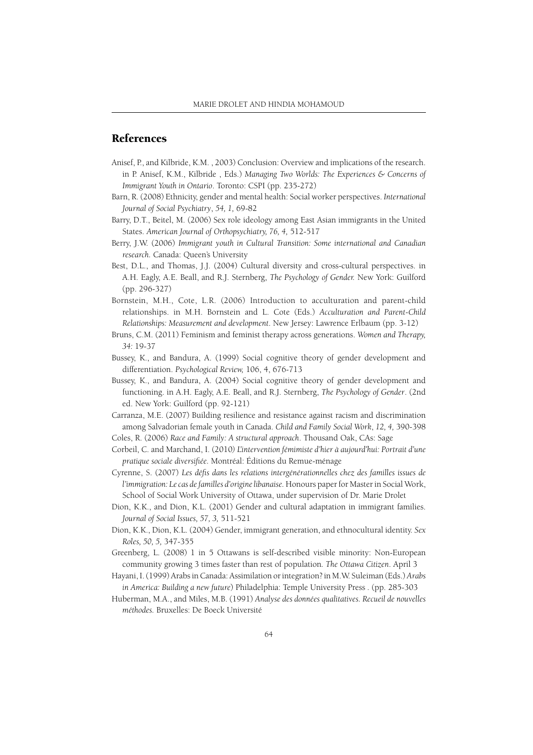## References

Anisef, P., and Kilbride, K.M. , 2003) Conclusion: Overview and implications of the research. in P. Anisef, K.M., Kilbride , Eds.) *Managing Two Worlds: The Experiences & Concerns of Immigrant Youth in Ontario*. Toronto: CSPI (pp. 235-272)

Barn, R. (2008) Ethnicity, gender and mental health: Social worker perspectives. *International Journal of Social Psychiatry*, *54, 1,* 69-82

Barry, D.T., Beitel, M. (2006) Sex role ideology among East Asian immigrants in the United States. *American Journal of Orthopsychiatry, 76, 4,* 512-517

Berry, J.W. (2006) *Immigrant youth in Cultural Transition: Some international and Canadian research.* Canada: Queen's University

Best, D.L., and Thomas, J.J. (2004) Cultural diversity and cross-cultural perspectives. in A.H. Eagly, A.E. Beall, and R.J. Sternberg, *The Psychology of Gender.* New York: Guilford (pp. 296-327)

Bornstein, M.H., Cote, L.R. (2006) Introduction to acculturation and parent-child relationships. in M.H. Bornstein and L. Cote (Eds.) *Acculturation and Parent-Child Relationships: Measurement and development*. New Jersey: Lawrence Erlbaum (pp. 3-12)

Bruns, C.M. (2011) Feminism and feminist therapy across generations. *Women and Therapy, 34:* 19-37

Bussey, K., and Bandura, A. (1999) Social cognitive theory of gender development and differentiation. *Psychological Review,* 106, 4, 676-713

Bussey, K., and Bandura, A. (2004) Social cognitive theory of gender development and functioning. in A.H. Eagly, A.E. Beall, and R.J. Sternberg, *The Psychology of Gender*. (2nd ed. New York: Guilford (pp. 92-121)

Carranza, M.E. (2007) Building resilience and resistance against racism and discrimination among Salvadorian female youth in Canada. *Child and Family Social Work*, *12, 4,* 390-398

Coles, R. (2006) *Race and Family: A structural approach*. Thousand Oak, CAs: Sage

Corbeil, C. and Marchand, I. (2010) *L'intervention féministe d'hier à aujourd'hui: Portrait d'une pratique sociale diversifiée.* Montréal: Éditions du Remue-ménage

Cyrenne, S. (2007) *Les défis dans les relations intergénérationnelles chez des familles issues de l'immigration: Le cas de familles d'origine libanaise.* Honours paper for Master in Social Work, School of Social Work University of Ottawa, under supervision of Dr. Marie Drolet

Dion, K.K., and Dion, K.L. (2001) Gender and cultural adaptation in immigrant families. *Journal of Social Issues, 57, 3,* 511-521

Dion, K.K., Dion, K.L. (2004) Gender, immigrant generation, and ethnocultural identity. *Sex Roles, 50, 5,* 347-355

Greenberg, L. (2008) 1 in 5 Ottawans is self-described visible minority: Non-European community growing 3 times faster than rest of population. *The Ottawa Citizen*. April 3

Hayani, I. (1999) Arabs in Canada: Assimilation or integration? in M.W. Suleiman (Eds.) *Arabs in America: Building a new future*) Philadelphia: Temple University Press . (pp. 285-303

Huberman, M.A., and Miles, M.B. (1991) *Analyse des données qualitatives. Recueil de nouvelles méthodes.* Bruxelles: De Boeck Université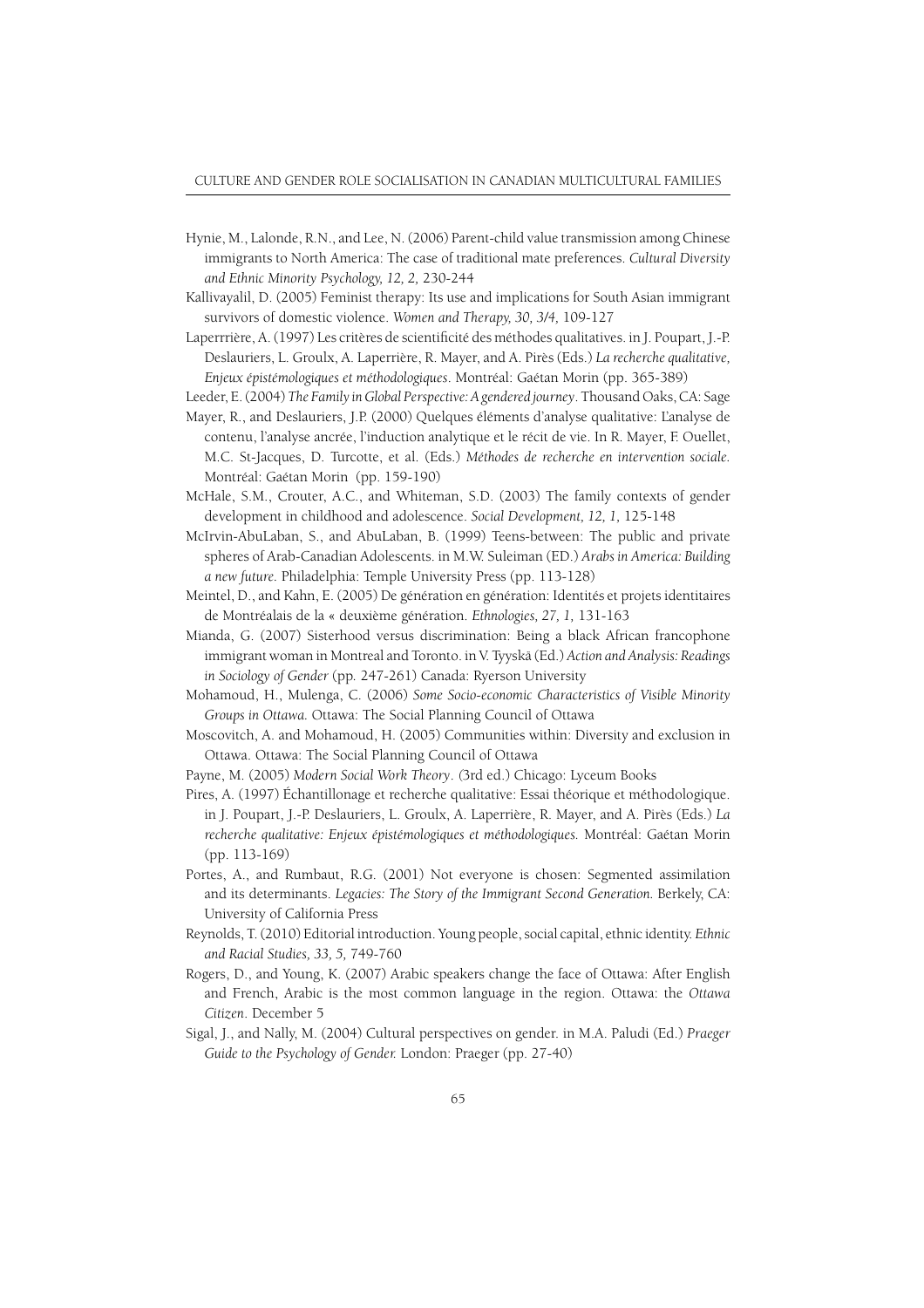Hynie, M., Lalonde, R.N., and Lee, N. (2006) Parent-child value transmission among Chinese immigrants to North America: The case of traditional mate preferences. *Cultural Diversity and Ethnic Minority Psychology, 12, 2,* 230-244

Kallivayalil, D. (2005) Feminist therapy: Its use and implications for South Asian immigrant survivors of domestic violence. *Women and Therapy, 30, 3/4,* 109-127

Laperrrière, A. (1997) Les critères de scientificité des méthodes qualitatives. in J. Poupart, J.-P. Deslauriers, L. Groulx, A. Laperrière, R. Mayer, and A. Pirès (Eds.) *La recherche qualitative, Enjeux épistémologiques et méthodologiques*. Montréal: Gaétan Morin (pp. 365-389)

Leeder, E. (2004) *The Family in Global Perspective: A gendered journey*. Thousand Oaks, CA: Sage

Mayer, R., and Deslauriers, J.P. (2000) Quelques éléments d'analyse qualitative: L'analyse de contenu, l'analyse ancrée, l'induction analytique et le récit de vie. In R. Mayer, F. Ouellet, M.C. St-Jacques, D. Turcotte, et al. (Eds.) *Méthodes de recherche en intervention sociale*. Montréal: Gaétan Morin (pp. 159-190)

McHale, S.M., Crouter, A.C., and Whiteman, S.D. (2003) The family contexts of gender development in childhood and adolescence. *Social Development, 12, 1,* 125-148

McIrvin-AbuLaban, S., and AbuLaban, B. (1999) Teens-between: The public and private spheres of Arab-Canadian Adolescents. in M.W. Suleiman (ED.) *Arabs in America: Building a new future*. Philadelphia: Temple University Press (pp. 113-128)

Meintel, D., and Kahn, E. (2005) De génération en génération: Identités et projets identitaires de Montréalais de la « deuxième génération. *Ethnologies, 27, 1,* 131-163

Mianda, G. (2007) Sisterhood versus discrimination: Being a black African francophone immigrant woman in Montreal and Toronto. in V. Tyyskä (Ed.) *Action and Analysis: Readings in Sociology of Gender* (pp. 247-261) Canada: Ryerson University

Mohamoud, H., Mulenga, C. (2006) *Some Socio-economic Characteristics of Visible Minority Groups in Ottawa*. Ottawa: The Social Planning Council of Ottawa

Moscovitch, A. and Mohamoud, H. (2005) Communities within: Diversity and exclusion in Ottawa. Ottawa: The Social Planning Council of Ottawa

Payne, M. (2005) *Modern Social Work Theory*. (3rd ed.) Chicago: Lyceum Books

Pires, A. (1997) Échantillonage et recherche qualitative: Essai théorique et méthodologique. in J. Poupart, J.-P. Deslauriers, L. Groulx, A. Laperrière, R. Mayer, and A. Pirès (Eds.) *La recherche qualitative: Enjeux épistémologiques et méthodologiques*. Montréal: Gaétan Morin (pp. 113-169)

Portes, A., and Rumbaut, R.G. (2001) Not everyone is chosen: Segmented assimilation and its determinants. *Legacies: The Story of the Immigrant Second Generation*. Berkely, CA: University of California Press

Reynolds, T. (2010) Editorial introduction. Young people, social capital, ethnic identity. *Ethnic and Racial Studies, 33, 5,* 749-760

Rogers, D., and Young, K. (2007) Arabic speakers change the face of Ottawa: After English and French, Arabic is the most common language in the region. Ottawa: the *Ottawa Citizen*. December 5

Sigal, J., and Nally, M. (2004) Cultural perspectives on gender. in M.A. Paludi (Ed.) *Praeger Guide to the Psychology of Gender*. London: Praeger (pp. 27-40)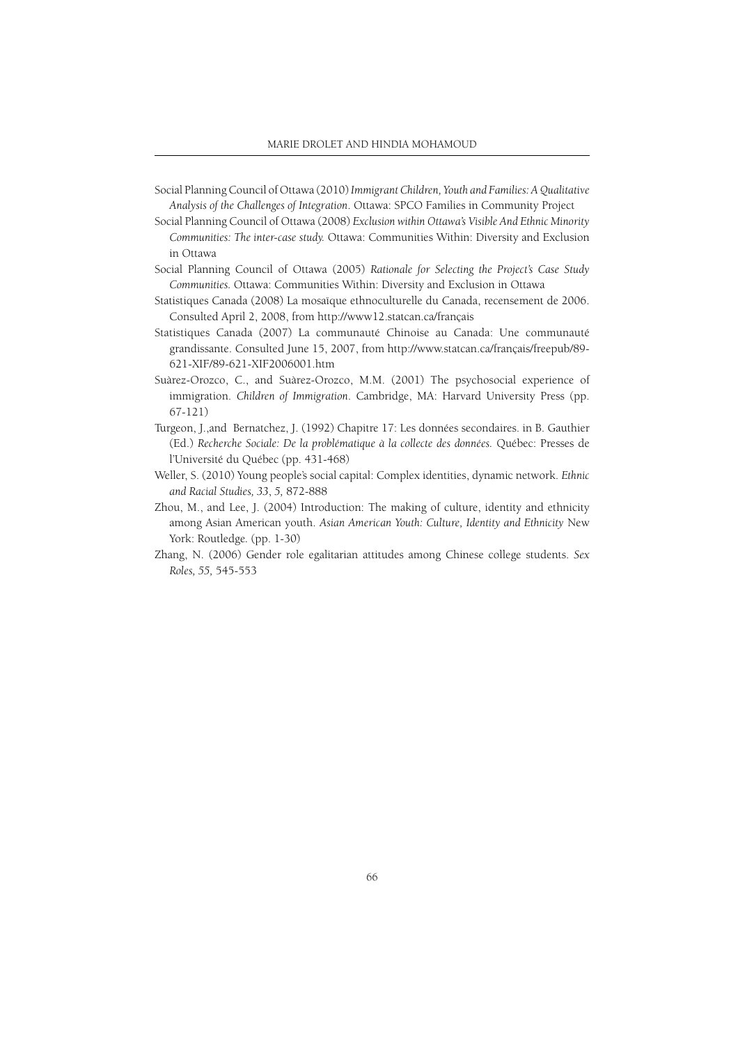Social Planning Council of Ottawa (2010) *Immigrant Children, Youth and Families: A Qualitative Analysis of the Challenges of Integration*. Ottawa: SPCO Families in Community Project

Social Planning Council of Ottawa (2008) *Exclusion within Ottawa's Visible And Ethnic Minority Communities: The inter-case study.* Ottawa: Communities Within: Diversity and Exclusion in Ottawa

Social Planning Council of Ottawa (2005) *Rationale for Selecting the Project's Case Study Communities*. Ottawa: Communities Within: Diversity and Exclusion in Ottawa

Statistiques Canada (2008) La mosaïque ethnoculturelle du Canada, recensement de 2006. Consulted April 2, 2008, from http://www12.statcan.ca/français

Statistiques Canada (2007) La communauté Chinoise au Canada: Une communauté grandissante. Consulted June 15, 2007, from http://www.statcan.ca/français/freepub/89-621-XIF/89-621-XIF2006001.htm

Suàrez-Orozco, C., and Suàrez-Orozco, M.M. (2001) The psychosocial experience of immigration. *Children of Immigration*. Cambridge, MA: Harvard University Press (pp. 67-121)

Turgeon, J.,and Bernatchez, J. (1992) Chapitre 17: Les données secondaires. in B. Gauthier (Ed.) *Recherche Sociale: De la problématique à la collecte des données.* Québec: Presses de l'Université du Québec (pp. 431-468)

Weller, S. (2010) Young people's social capital: Complex identities, dynamic network. *Ethnic and Racial Studies, 33, 5,* 872-888

Zhou, M., and Lee, J. (2004) Introduction: The making of culture, identity and ethnicity among Asian American youth. *Asian American Youth: Culture, Identity and Ethnicity* New York: Routledge. (pp. 1-30)

Zhang, N. (2006) Gender role egalitarian attitudes among Chinese college students. *Sex Roles, 55,* 545-553